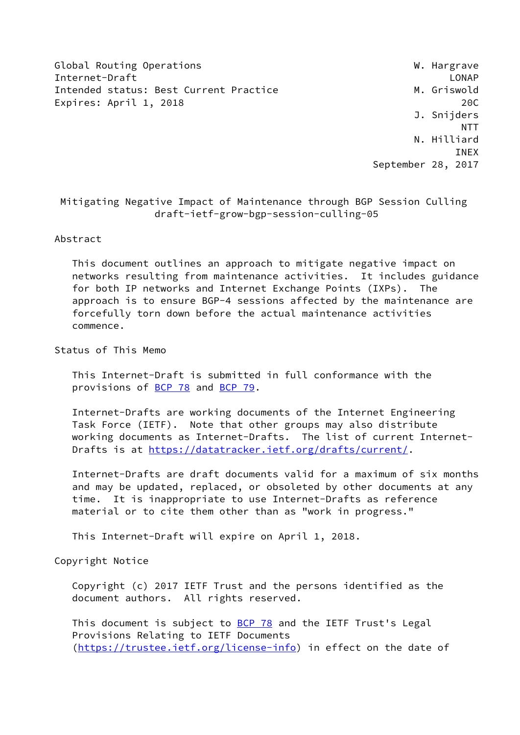Global Routing Operations                                    W. Hargrave
Internet-Draft                                                     LONAP
Intended status: Best Current Practice                       M. Griswold
Expires: April 1, 2018                                               20C
                                                             J. Snijders
                                                                     NTT
                                                             N. Hilliard
                                                                    INEX
                                                      September 28, 2017

# Mitigating Negative Impact of Maintenance through BGP Session Culling
draft-ietf-grow-bgp-session-culling-05

## Abstract

This document outlines an approach to mitigate negative impact on networks resulting from maintenance activities. It includes guidance for both IP networks and Internet Exchange Points (IXPs). The approach is to ensure BGP-4 sessions affected by the maintenance are forcefully torn down before the actual maintenance activities commence.

## Status of This Memo

This Internet-Draft is submitted in full conformance with the provisions of BCP 78 and BCP 79.

Internet-Drafts are working documents of the Internet Engineering Task Force (IETF). Note that other groups may also distribute working documents as Internet-Drafts. The list of current Internet-Drafts is at https://datatracker.ietf.org/drafts/current/.

Internet-Drafts are draft documents valid for a maximum of six months and may be updated, replaced, or obsoleted by other documents at any time. It is inappropriate to use Internet-Drafts as reference material or to cite them other than as "work in progress."

This Internet-Draft will expire on April 1, 2018.

## Copyright Notice

Copyright (c) 2017 IETF Trust and the persons identified as the document authors. All rights reserved.

This document is subject to BCP 78 and the IETF Trust's Legal Provisions Relating to IETF Documents (https://trustee.ietf.org/license-info) in effect on the date of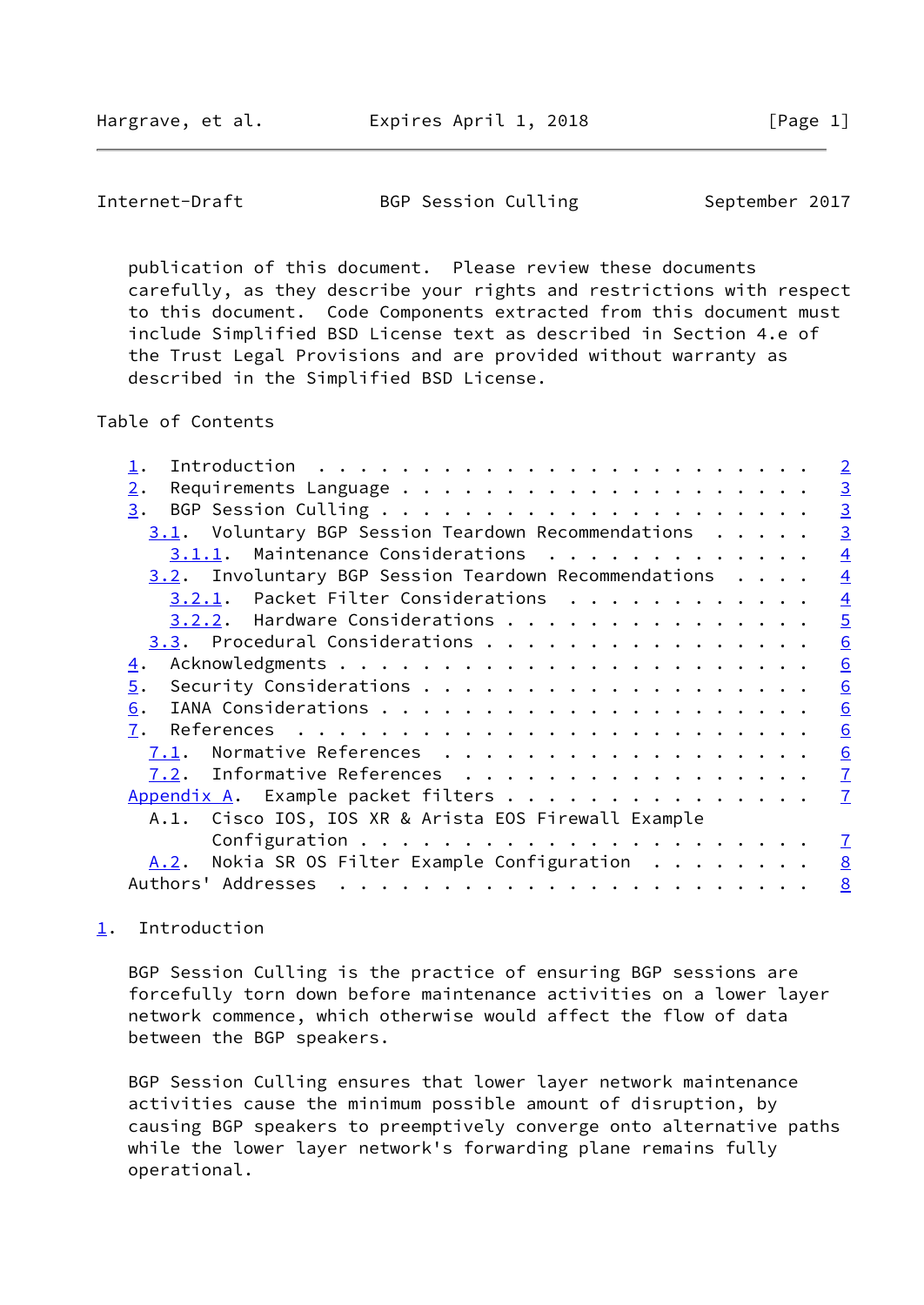publication of this document. Please review these documents carefully, as they describe your rights and restrictions with respect to this document. Code Components extracted from this document must include Simplified BSD License text as described in Section 4.e of the Trust Legal Provisions and are provided without warranty as described in the Simplified BSD License.

## Table of Contents

- 1. Introduction . . . . . . . . . . . . . . . . . . . . . . . . 2
- 2. Requirements Language . . . . . . . . . . . . . . . . . . . . 3
- 3. BGP Session Culling . . . . . . . . . . . . . . . . . . . . . 3
  - 3.1. Voluntary BGP Session Teardown Recommendations . . . . . 3
    - 3.1.1. Maintenance Considerations . . . . . . . . . . . . . 4
  - 3.2. Involuntary BGP Session Teardown Recommendations . . . . 4
    - 3.2.1. Packet Filter Considerations . . . . . . . . . . . 4
    - 3.2.2. Hardware Considerations . . . . . . . . . . . . . . . 5
  - 3.3. Procedural Considerations . . . . . . . . . . . . . . . . 6
- 4. Acknowledgements . . . . . . . . . . . . . . . . . . . . . . . 6
- 5. Security Considerations . . . . . . . . . . . . . . . . . . . 6
- 6. IANA Considerations . . . . . . . . . . . . . . . . . . . . . 6
- 7. References . . . . . . . . . . . . . . . . . . . . . . . . . 6
  - 7.1. Normative References . . . . . . . . . . . . . . . . . . 6
  - 7.2. Informative References . . . . . . . . . . . . . . . . . 7
- Appendix A. Example packet filters . . . . . . . . . . . . . . . 7
  - A.1. Cisco IOS, IOS XR & Arista EOS Firewall Example Configuration . . . . . . . . . . . . . . . . . . . . . 7
  - A.2. Nokia SR OS Filter Example Configuration . . . . . . . . 8
- Authors' Addresses . . . . . . . . . . . . . . . . . . . . . . . 8

## 1. Introduction

BGP Session Culling is the practice of ensuring BGP sessions are forcefully torn down before maintenance activities on a lower layer network commence, which otherwise would affect the flow of data between the BGP speakers.

BGP Session Culling ensures that lower layer network maintenance activities cause the minimum possible amount of disruption, by causing BGP speakers to preemptively converge onto alternative paths while the lower layer network's forwarding plane remains fully operational.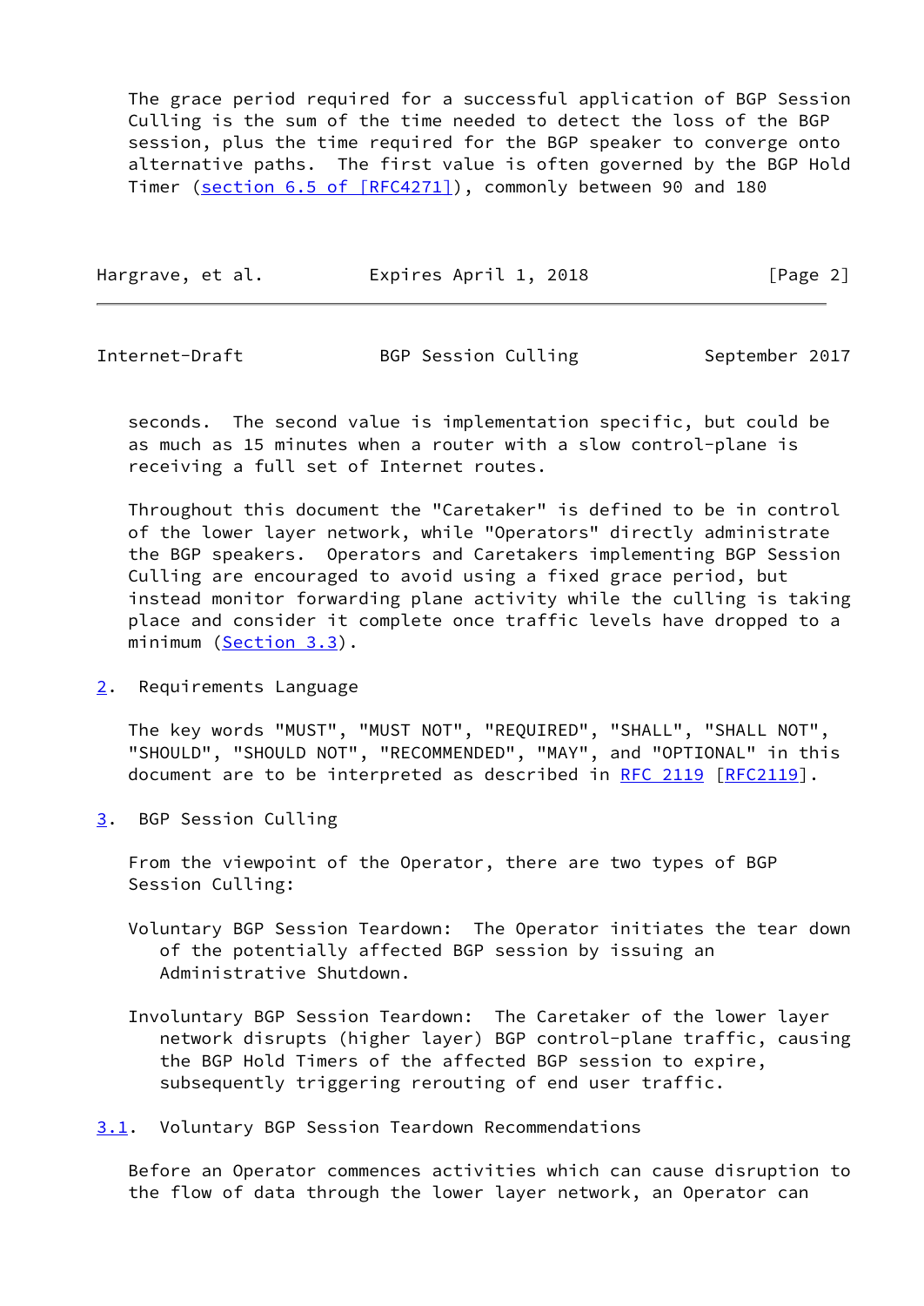The grace period required for a successful application of BGP Session Culling is the sum of the time needed to detect the loss of the BGP session, plus the time required for the BGP speaker to converge onto alternative paths. The first value is often governed by the BGP Hold Timer (section 6.5 of [RFC4271]), commonly between 90 and 180 seconds. The second value is implementation specific, but could be as much as 15 minutes when a router with a slow control-plane is receiving a full set of Internet routes.

Throughout this document the "Caretaker" is defined to be in control of the lower layer network, while "Operators" directly administrate the BGP speakers. Operators and Caretakers implementing BGP Session Culling are encouraged to avoid using a fixed grace period, but instead monitor forwarding plane activity while the culling is taking place and consider it complete once traffic levels have dropped to a minimum (Section 3.3).

## 2. Requirements Language

The key words "MUST", "MUST NOT", "REQUIRED", "SHALL", "SHALL NOT", "SHOULD", "SHOULD NOT", "RECOMMENDED", "MAY", and "OPTIONAL" in this document are to be interpreted as described in RFC 2119 [RFC2119].

## 3. BGP Session Culling

From the viewpoint of the Operator, there are two types of BGP Session Culling:

Voluntary BGP Session Teardown: The Operator initiates the tear down of the potentially affected BGP session by issuing an Administrative Shutdown.

Involuntary BGP Session Teardown: The Caretaker of the lower layer network disrupts (higher layer) BGP control-plane traffic, causing the BGP Hold Timers of the affected BGP session to expire, subsequently triggering rerouting of end user traffic.

### 3.1. Voluntary BGP Session Teardown Recommendations

Before an Operator commences activities which can cause disruption to the flow of data through the lower layer network, an Operator can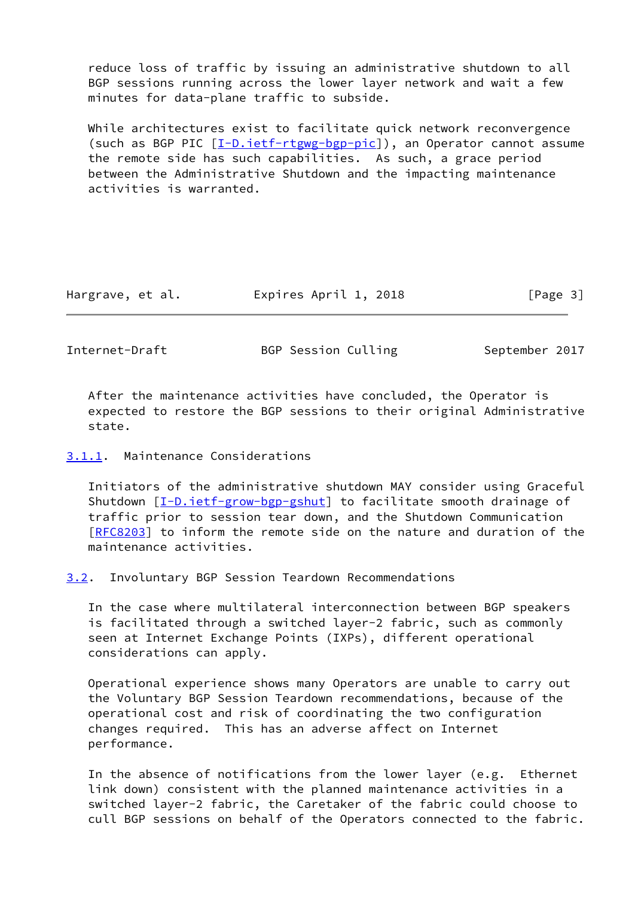reduce loss of traffic by issuing an administrative shutdown to all BGP sessions running across the lower layer network and wait a few minutes for data-plane traffic to subside.

While architectures exist to facilitate quick network reconvergence (such as BGP PIC [I-D.ietf-rtgwg-bgp-pic]), an Operator cannot assume the remote side has such capabilities. As such, a grace period between the Administrative Shutdown and the impacting maintenance activities is warranted.

After the maintenance activities have concluded, the Operator is expected to restore the BGP sessions to their original Administrative state.

#### 3.1.1. Maintenance Considerations

Initiators of the administrative shutdown MAY consider using Graceful Shutdown [I-D.ietf-grow-bgp-gshut] to facilitate smooth drainage of traffic prior to session tear down, and the Shutdown Communication [RFC8203] to inform the remote side on the nature and duration of the maintenance activities.

### 3.2. Involuntary BGP Session Teardown Recommendations

In the case where multilateral interconnection between BGP speakers is facilitated through a switched layer-2 fabric, such as commonly seen at Internet Exchange Points (IXPs), different operational considerations can apply.

Operational experience shows many Operators are unable to carry out the Voluntary BGP Session Teardown recommendations, because of the operational cost and risk of coordinating the two configuration changes required. This has an adverse affect on Internet performance.

In the absence of notifications from the lower layer (e.g. Ethernet link down) consistent with the planned maintenance activities in a switched layer-2 fabric, the Caretaker of the fabric could choose to cull BGP sessions on behalf of the Operators connected to the fabric.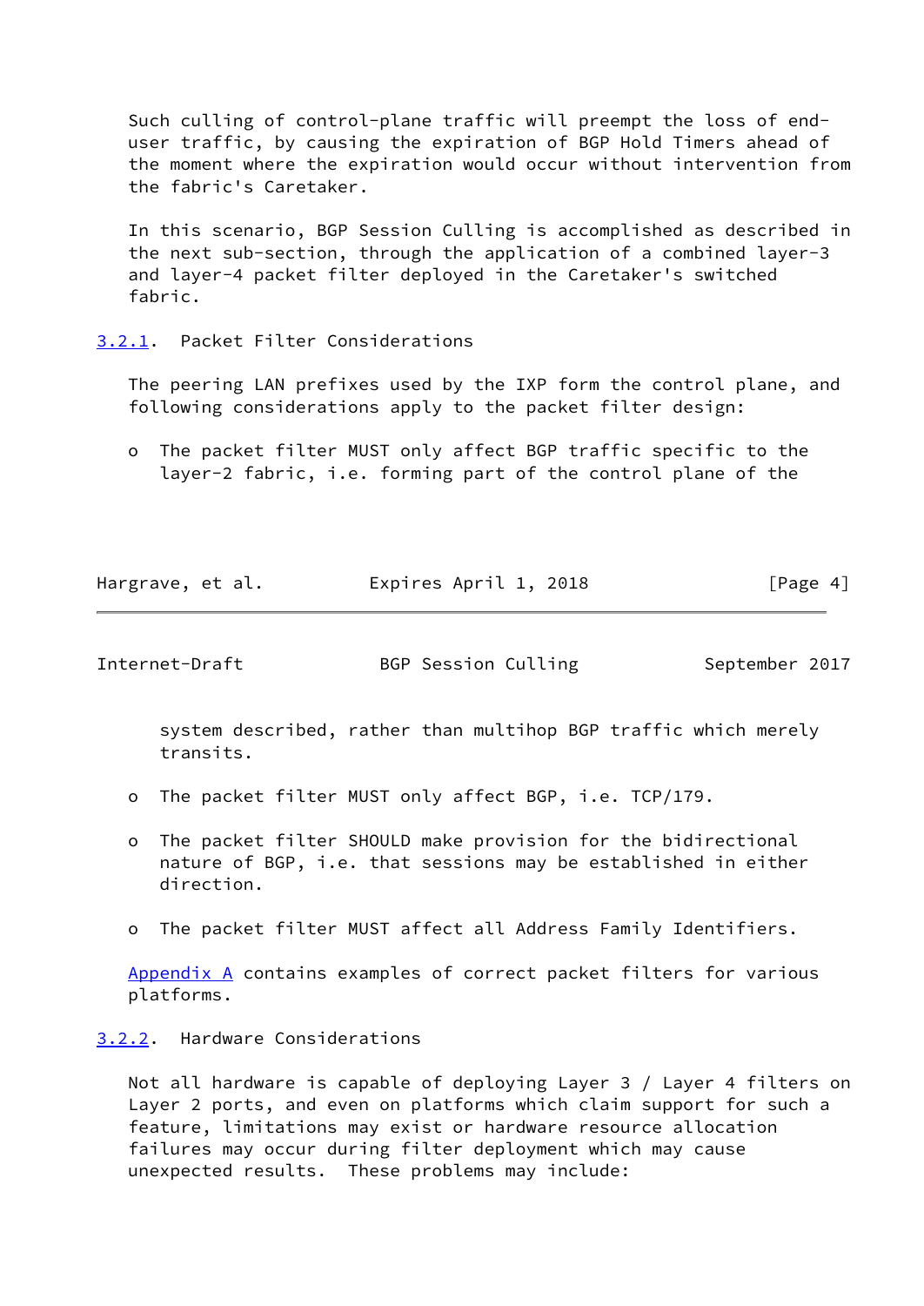Such culling of control-plane traffic will preempt the loss of end-user traffic, by causing the expiration of BGP Hold Timers ahead of the moment where the expiration would occur without intervention from the fabric's Caretaker.

In this scenario, BGP Session Culling is accomplished as described in the next sub-section, through the application of a combined layer-3 and layer-4 packet filter deployed in the Caretaker's switched fabric.

### 3.2.1. Packet Filter Considerations

The peering LAN prefixes used by the IXP form the control plane, and following considerations apply to the packet filter design:

- The packet filter MUST only affect BGP traffic specific to the layer-2 fabric, i.e. forming part of the control plane of the system described, rather than multihop BGP traffic which merely transits.

- The packet filter MUST only affect BGP, i.e. TCP/179.

- The packet filter SHOULD make provision for the bidirectional nature of BGP, i.e. that sessions may be established in either direction.

- The packet filter MUST affect all Address Family Identifiers.

Appendix A contains examples of correct packet filters for various platforms.

### 3.2.2. Hardware Considerations

Not all hardware is capable of deploying Layer 3 / Layer 4 filters on Layer 2 ports, and even on platforms which claim support for such a feature, limitations may exist or hardware resource allocation failures may occur during filter deployment which may cause unexpected results. These problems may include: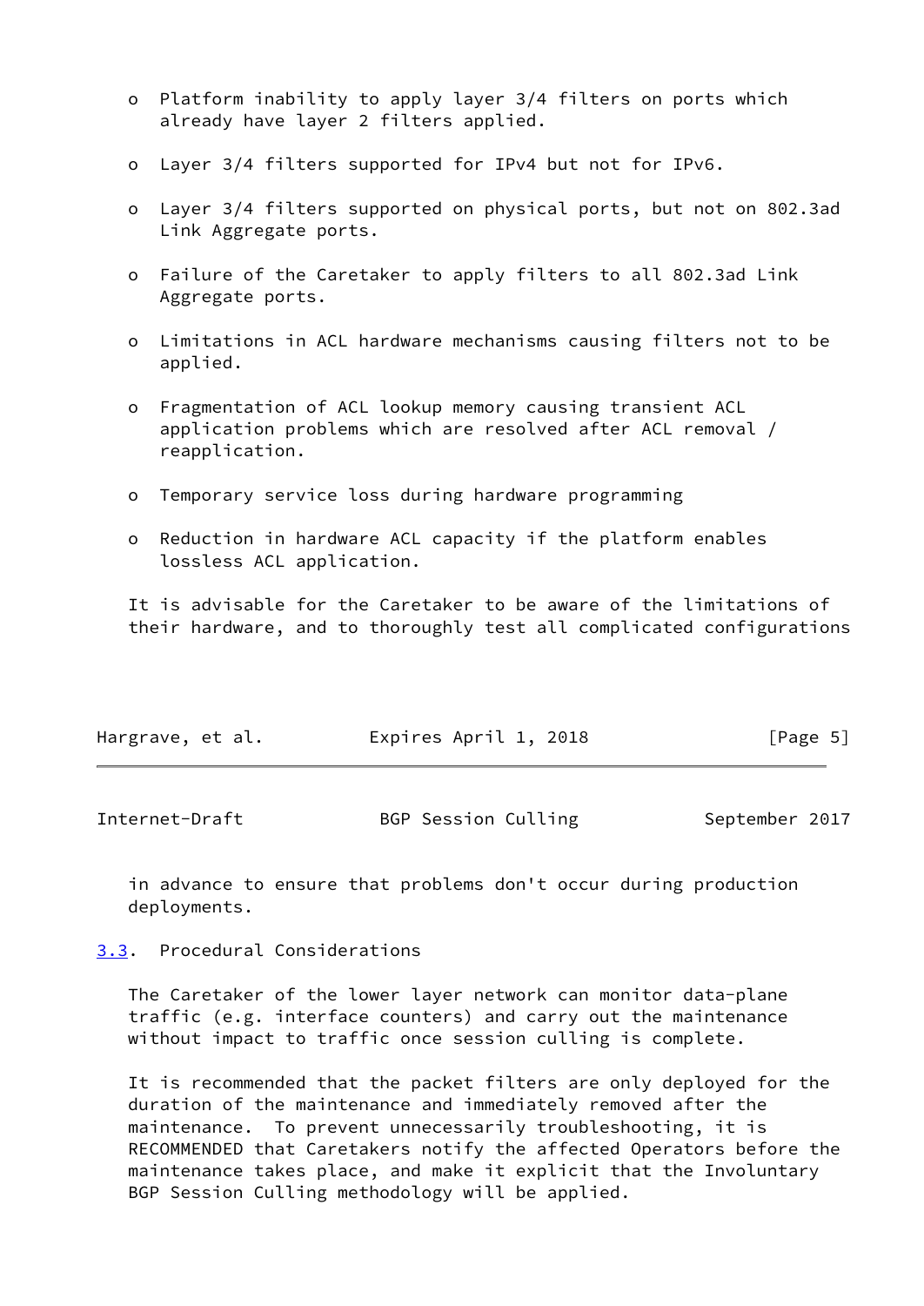- Platform inability to apply layer 3/4 filters on ports which already have layer 2 filters applied.

- Layer 3/4 filters supported for IPv4 but not for IPv6.

- Layer 3/4 filters supported on physical ports, but not on 802.3ad Link Aggregate ports.

- Failure of the Caretaker to apply filters to all 802.3ad Link Aggregate ports.

- Limitations in ACL hardware mechanisms causing filters not to be applied.

- Fragmentation of ACL lookup memory causing transient ACL application problems which are resolved after ACL removal / reapplication.

- Temporary service loss during hardware programming

- Reduction in hardware ACL capacity if the platform enables lossless ACL application.

It is advisable for the Caretaker to be aware of the limitations of their hardware, and to thoroughly test all complicated configurations in advance to ensure that problems don't occur during production deployments.

### 3.3. Procedural Considerations

The Caretaker of the lower layer network can monitor data-plane traffic (e.g. interface counters) and carry out the maintenance without impact to traffic once session culling is complete.

It is recommended that the packet filters are only deployed for the duration of the maintenance and immediately removed after the maintenance. To prevent unnecessarily troubleshooting, it is RECOMMENDED that Caretakers notify the affected Operators before the maintenance takes place, and make it explicit that the Involuntary BGP Session Culling methodology will be applied.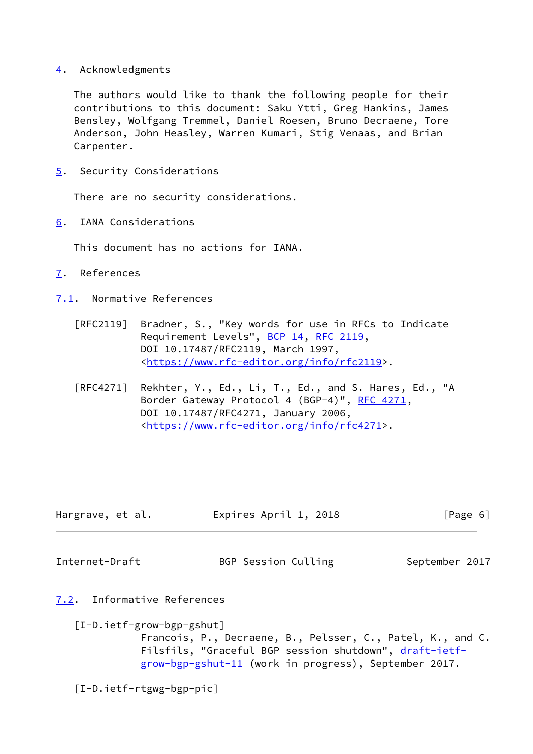## 4. Acknowledgments

The authors would like to thank the following people for their contributions to this document: Saku Ytti, Greg Hankins, James Bensley, Wolfgang Tremmel, Daniel Roesen, Bruno Decraene, Tore Anderson, John Heasley, Warren Kumari, Stig Venaas, and Brian Carpenter.

## 5. Security Considerations

There are no security considerations.

## 6. IANA Considerations

This document has no actions for IANA.

## 7. References

### 7.1. Normative References

[RFC2119] Bradner, S., "Key words for use in RFCs to Indicate Requirement Levels", BCP 14, RFC 2119, DOI 10.17487/RFC2119, March 1997, <https://www.rfc-editor.org/info/rfc2119>.

[RFC4271] Rekhter, Y., Ed., Li, T., Ed., and S. Hares, Ed., "A Border Gateway Protocol 4 (BGP-4)", RFC 4271, DOI 10.17487/RFC4271, January 2006, <https://www.rfc-editor.org/info/rfc4271>.

### 7.2. Informative References

[I-D.ietf-grow-bgp-gshut]
Francois, P., Decraene, B., Pelsser, C., Patel, K., and C. Filsfils, "Graceful BGP session shutdown", draft-ietf-grow-bgp-gshut-11 (work in progress), September 2017.

[I-D.ietf-rtgwg-bgp-pic]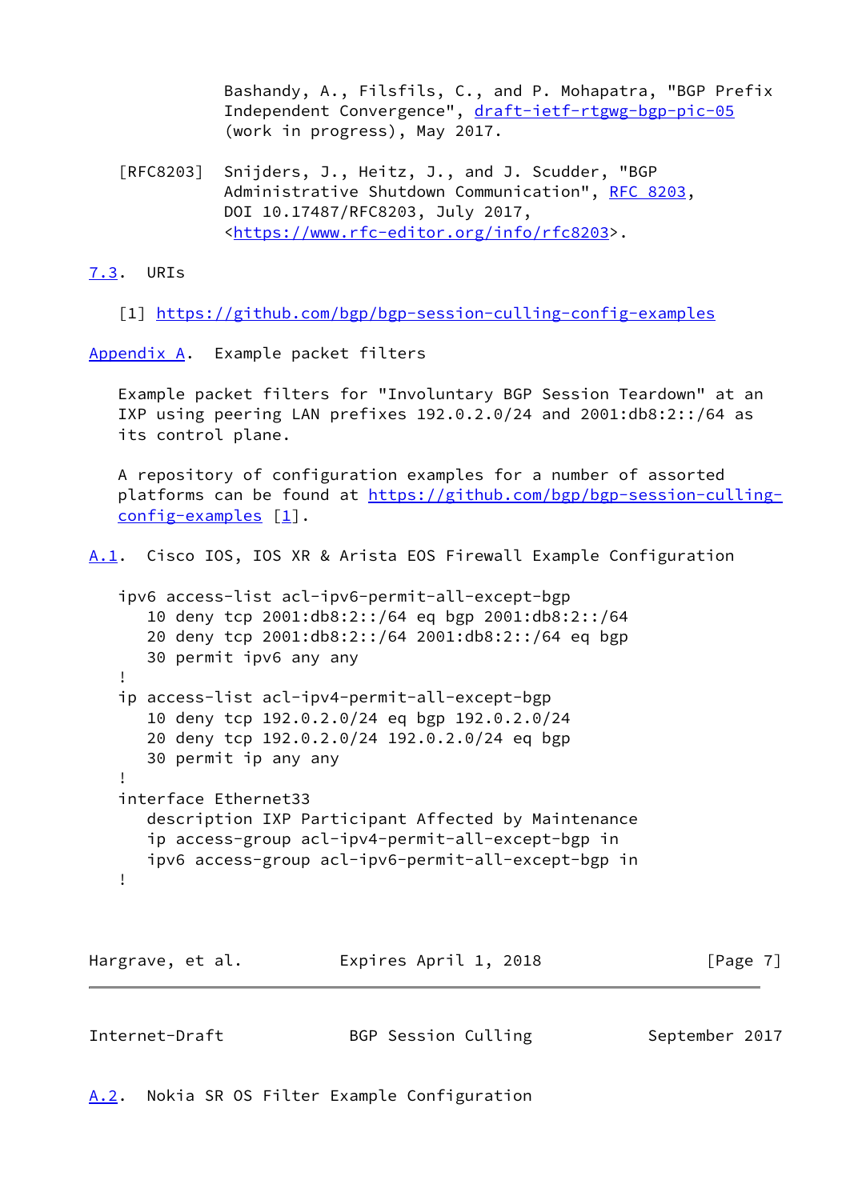Bashandy, A., Filsfils, C., and P. Mohapatra, "BGP Prefix Independent Convergence", draft-ietf-rtgwg-bgp-pic-05 (work in progress), May 2017.

[RFC8203] Snijders, J., Heitz, J., and J. Scudder, "BGP Administrative Shutdown Communication", RFC 8203, DOI 10.17487/RFC8203, July 2017, <https://www.rfc-editor.org/info/rfc8203>.

### 7.3. URIs

[1] https://github.com/bgp/bgp-session-culling-config-examples

## Appendix A. Example packet filters

Example packet filters for "Involuntary BGP Session Teardown" at an IXP using peering LAN prefixes 192.0.2.0/24 and 2001:db8:2::/64 as its control plane.

A repository of configuration examples for a number of assorted platforms can be found at https://github.com/bgp/bgp-session-culling-config-examples [1].

### A.1. Cisco IOS, IOS XR & Arista EOS Firewall Example Configuration

```
ipv6 access-list acl-ipv6-permit-all-except-bgp
   10 deny tcp 2001:db8:2::/64 eq bgp 2001:db8:2::/64
   20 deny tcp 2001:db8:2::/64 2001:db8:2::/64 eq bgp
   30 permit ipv6 any any
!
ip access-list acl-ipv4-permit-all-except-bgp
   10 deny tcp 192.0.2.0/24 eq bgp 192.0.2.0/24
   20 deny tcp 192.0.2.0/24 192.0.2.0/24 eq bgp
   30 permit ip any any
!
interface Ethernet33
   description IXP Participant Affected by Maintenance
   ip access-group acl-ipv4-permit-all-except-bgp in
   ipv6 access-group acl-ipv6-permit-all-except-bgp in
!
```

### A.2. Nokia SR OS Filter Example Configuration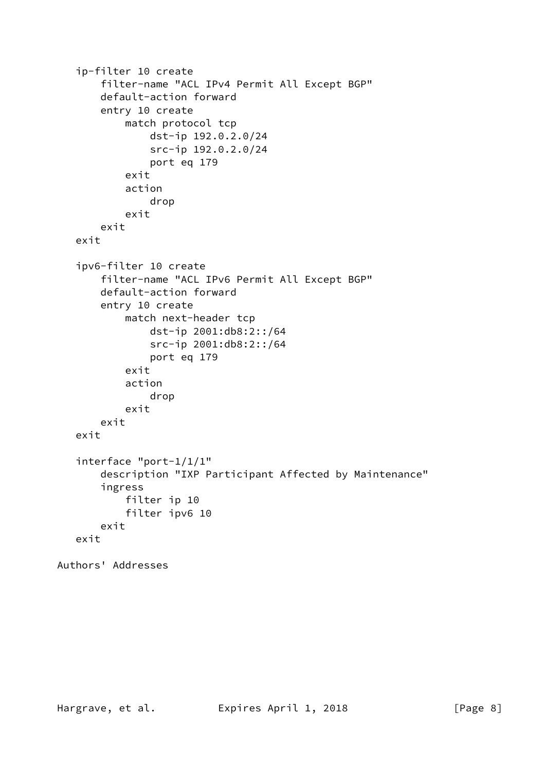```
   ip-filter 10 create
       filter-name "ACL IPv4 Permit All Except BGP"
       default-action forward
       entry 10 create
           match protocol tcp
               dst-ip 192.0.2.0/24
               src-ip 192.0.2.0/24
               port eq 179
           exit
           action
               drop
           exit
       exit
   exit

   ipv6-filter 10 create
       filter-name "ACL IPv6 Permit All Except BGP"
       default-action forward
       entry 10 create
           match next-header tcp
               dst-ip 2001:db8:2::/64
               src-ip 2001:db8:2::/64
               port eq 179
           exit
           action
               drop
           exit
       exit
   exit

   interface "port-1/1/1"
       description "IXP Participant Affected by Maintenance"
       ingress
           filter ip 10
           filter ipv6 10
       exit
   exit
```

## Authors' Addresses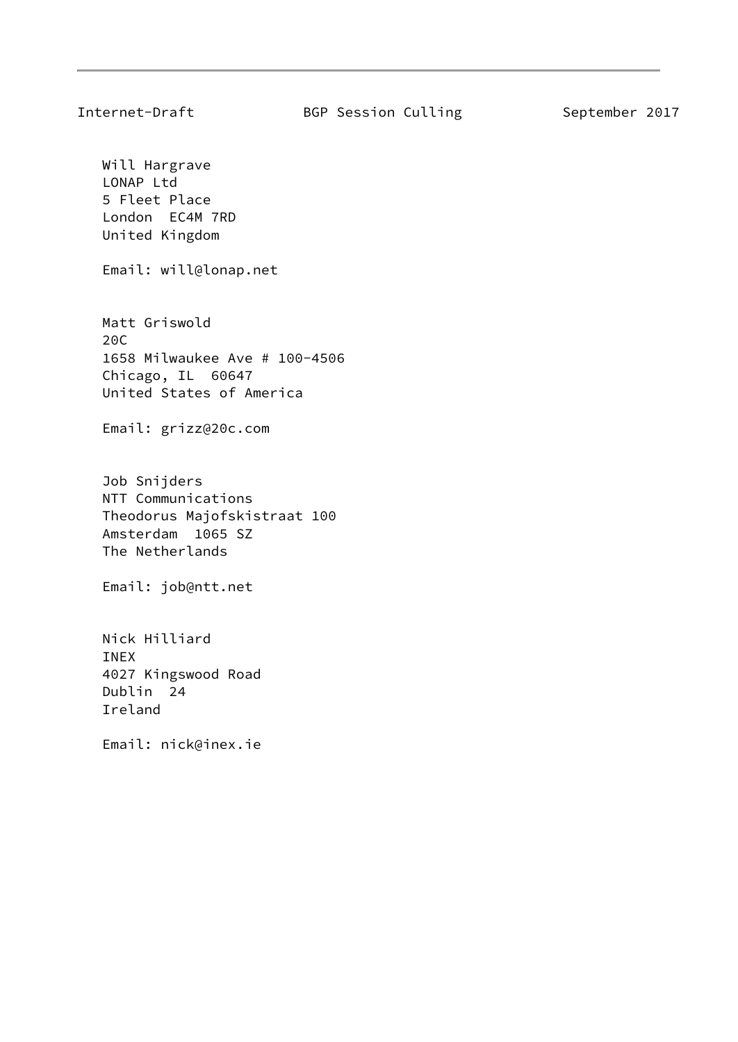Will Hargrave
LONAP Ltd
5 Fleet Place
London  EC4M 7RD
United Kingdom

Email: will@lonap.net

Matt Griswold
20C
1658 Milwaukee Ave # 100-4506
Chicago, IL  60647
United States of America

Email: grizz@20c.com

Job Snijders
NTT Communications
Theodorus Majofskistraat 100
Amsterdam  1065 SZ
The Netherlands

Email: job@ntt.net

Nick Hilliard
INEX
4027 Kingswood Road
Dublin  24
Ireland

Email: nick@inex.ie